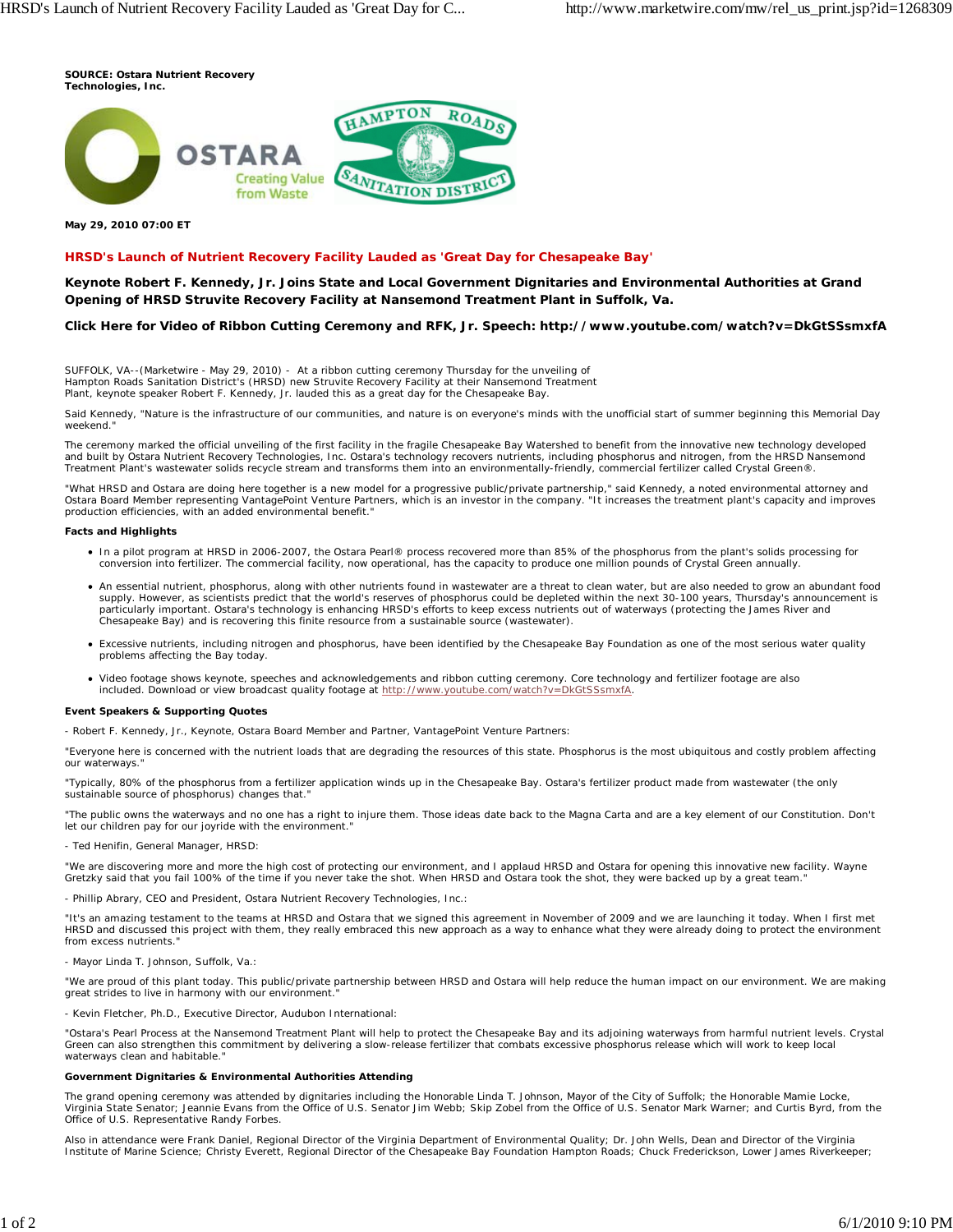**SOURCE: Ostara Nutrient Recovery Technologies, Inc.**

**May 29, 2010 07:00 ET**

## HRSD's Launch of Nutrient Recovery Facility Lauded as 'Great Day for Chesapeake Bay'

### Keynote Robert F. Kennedy, Jr. Joins State and Local Government Dignitaries and Environmental Authorities at Grand Opening of HRSD Struvite Recovery Facility at Nansemond Treatment Plant in Suffolk, Va.

### Click Here for Video of Ribbon Cutting Ceremony and RFK, Jr. Speech: http://www.youtube.com/watch?v=DkGtSSsmxfA

SUFFOLK, VA--(Marketwire - May 29, 2010) - At a ribbon cutting ceremony Thursday for the unveiling of Hampton Roads Sanitation District's (HRSD) new Struvite Recovery Facility at their Nansemond Treatment Plant, keynote speaker Robert F. Kennedy, Jr. lauded this as a great day for the Chesapeake Bay.

Said Kennedy, "Nature is the infrastructure of our communities, and nature is on everyone's minds with the unofficial start of summer beginning this Memorial Day weekend."

The ceremony marked the official unveiling of the first facility in the fragile Chesapeake Bay Watershed to benefit from the innovative new technology developed and built by Ostara Nutrient Recovery Technologies, Inc. Ostara's technology recovers nutrients, including phosphorus and nitrogen, from the HRSD Nansemond Treatment Plant's wastewater solids recycle stream and transforms them into an environmentally-friendly, commercial fertilizer called Crystal Green®.

"What HRSD and Ostara are doing here together is a new model for a progressive public/private partnership," said Kennedy, a noted environmental attorney and Ostara Board Member representing VantagePoint Venture Partners, which is an investor in the company. "It increases the treatment plant's capacity and improves production efficiencies, with an added environmental benefit."

**Facts and Highlights**

- In a pilot program at HRSD in 2006-2007, the Ostara Pearl® process recovered more than 85% of the phosphorus from the plant's solids processing for conversion into fertilizer. The commercial facility, now operational, has the capacity to produce one million pounds of Crystal Green annually.
- An essential nutrient, phosphorus, along with other nutrients found in wastewater are a threat to clean water, but are also needed to grow an abundant food supply. However, as scientists predict that the world's reserves of phosphorus could be depleted within the next 30-100 years, Thursday's announcement is particularly important. Ostara's technology is enhancing HRSD's efforts to keep excess nutrients out of waterways (protecting the James River and Chesapeake Bay) and is recovering this finite resource from a sustainable source (wastewater).
- Excessive nutrients, including nitrogen and phosphorus, have been identified by the Chesapeake Bay Foundation as one of the most serious water quality problems affecting the Bay today.
- Video footage shows keynote, speeches and acknowledgements and ribbon cutting ceremony. Core technology and fertilizer footage are also included. Download or view broadcast quality footage at http://www.youtube.com/watch?v=DkGtSSsmxfA.

**Event Speakers & Supporting Quotes**

- Robert F. Kennedy, Jr., Keynote, Ostara Board Member and Partner, VantagePoint Venture Partners:

"Everyone here is concerned with the nutrient loads that are degrading the resources of this state. Phosphorus is the most ubiquitous and costly problem affecting our waterways."

"Typically, 80% of the phosphorus from a fertilizer application winds up in the Chesapeake Bay. Ostara's fertilizer product made from wastewater (the only sustainable source of phosphorus) changes that."

"The public owns the waterways and no one has a right to injure them. Those ideas date back to the Magna Carta and are a key element of our Constitution. Don't let our children pay for our joyride with the environment."

- Ted Henifin, General Manager, HRSD:

"We are discovering more and more the high cost of protecting our environment, and I applaud HRSD and Ostara for opening this innovative new facility. Wayne Gretzky said that you fail 100% of the time if you never take the shot. When HRSD and Ostara took the shot, they were backed up by a great team."

- Phillip Abrary, CEO and President, Ostara Nutrient Recovery Technologies, Inc.:

"It's an amazing testament to the teams at HRSD and Ostara that we signed this agreement in November of 2009 and we are launching it today. When I first met HRSD and discussed this project with them, they really embraced this new approach as a way to enhance what they were already doing to protect the environment from excess nutrients."

- Mayor Linda T. Johnson, Suffolk, Va.:

"We are proud of this plant today. This public/private partnership between HRSD and Ostara will help reduce the human impact on our environment. We are making great strides to live in harmony with our environment."

- Kevin Fletcher, Ph.D., Executive Director, Audubon International:

"Ostara's Pearl Process at the Nansemond Treatment Plant will help to protect the Chesapeake Bay and its adjoining waterways from harmful nutrient levels. Crystal Green can also strengthen this commitment by delivering a slow-release fertilizer that combats excessive phosphorus release which will work to keep local waterways clean and habitable."

**Government Dignitaries & Environmental Authorities Attending**

The grand opening ceremony was attended by dignitaries including the Honorable Linda T. Johnson, Mayor of the City of Suffolk; the Honorable Mamie Locke, Virginia State Senator; Jeannie Evans from the Office of U.S. Senator Jim Webb; Skip Zobel from the Office of U.S. Senator Mark Warner; and Curtis Byrd, from the Office of U.S. Representative Randy Forbes.

Also in attendance were Frank Daniel, Regional Director of the Virginia Department of Environmental Quality; Dr. John Wells, Dean and Director of the Virginia Institute of Marine Science; Christy Everett, Regional Director of the Chesapeake Bay Foundation Hampton Roads; Chuck Frederickson, Lower James Riverkeeper;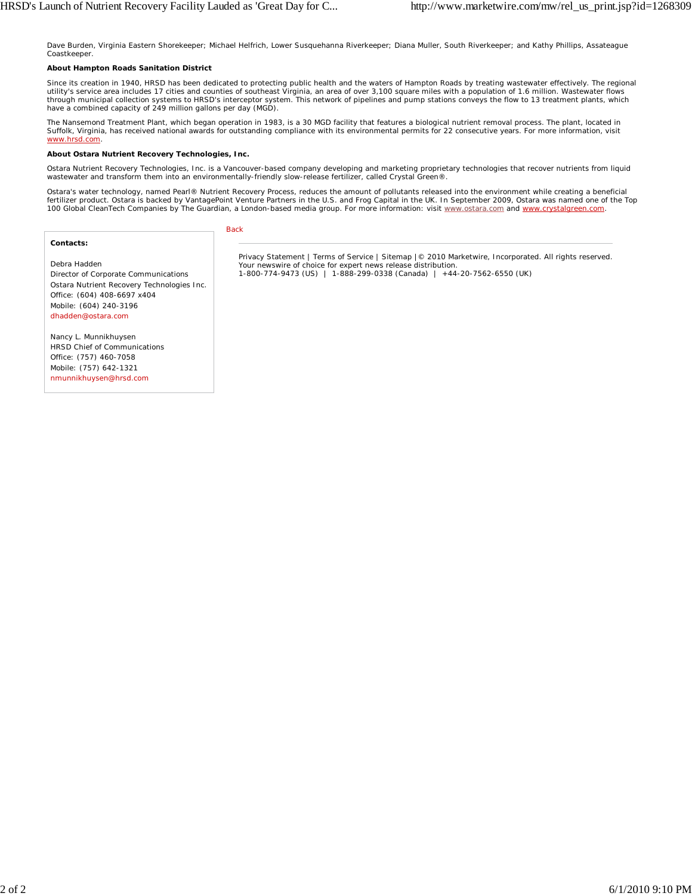Dave Burden, Virginia Eastern Shorekeeper; Michael Helfrich, Lower Susquehanna Riverkeeper; Diana Muller, South Riverkeeper; and Kathy Phillips, Assateague Coastkeeper.

**About Hampton Roads Sanitation District**

Since its creation in 1940, HRSD has been dedicated to protecting public health and the waters of Hampton Roads by treating wastewater effectively. The regional utility's service area includes 17 cities and counties of southeast Virginia, an area of over 3,100 square miles with a population of 1.6 million. Wastewater flows through municipal collection systems to HRSD's interceptor system. This network of pipelines and pump stations conveys the flow to 13 treatment plants, which have a combined capacity of 249 million gallons per day (MGD).

The Nansemond Treatment Plant, which began operation in 1983, is a 30 MGD facility that features a biological nutrient removal process. The plant, located in Suffolk, Virginia, has received national awards for outstanding compliance with its environmental permits for 22 consecutive years. For more information, visit www.hrsd.com.

**About Ostara Nutrient Recovery Technologies, Inc.**

Ostara Nutrient Recovery Technologies, Inc. is a Vancouver-based company developing and marketing proprietary technologies that recover nutrients from liquid wastewater and transform them into an environmentally-friendly slow-release fertilizer, called Crystal Green®.

Ostara's water technology, named Pearl® Nutrient Recovery Process, reduces the amount of pollutants released into the environment while creating a beneficial fertilizer product. Ostara is backed by VantagePoint Venture Partners in the U.S. and Frog Capital in the UK. In September 2009, Ostara was named one of the Top 100 Global CleanTech Companies by The Guardian, a London-based media group. For more information: visit www.ostara.com and www.crystalgreen.com.

**Contacts:**

Debra Hadden
Director of Corporate Communications
Ostara Nutrient Recovery Technologies Inc.
Office: (604) 408-6697 x404
Mobile: (604) 240-3196
dhadden@ostara.com

Nancy L. Munnikhuysen
HRSD Chief of Communications
Office: (757) 460-7058
Mobile: (757) 642-1321
nmunnikhuysen@hrsd.com

Back

Privacy Statement | Terms of Service | Sitemap | © 2010 Marketwire, Incorporated. All rights reserved.
Your newswire of choice for expert news release distribution.
1-800-774-9473 (US) | 1-888-299-0338 (Canada) | +44-20-7562-6550 (UK)